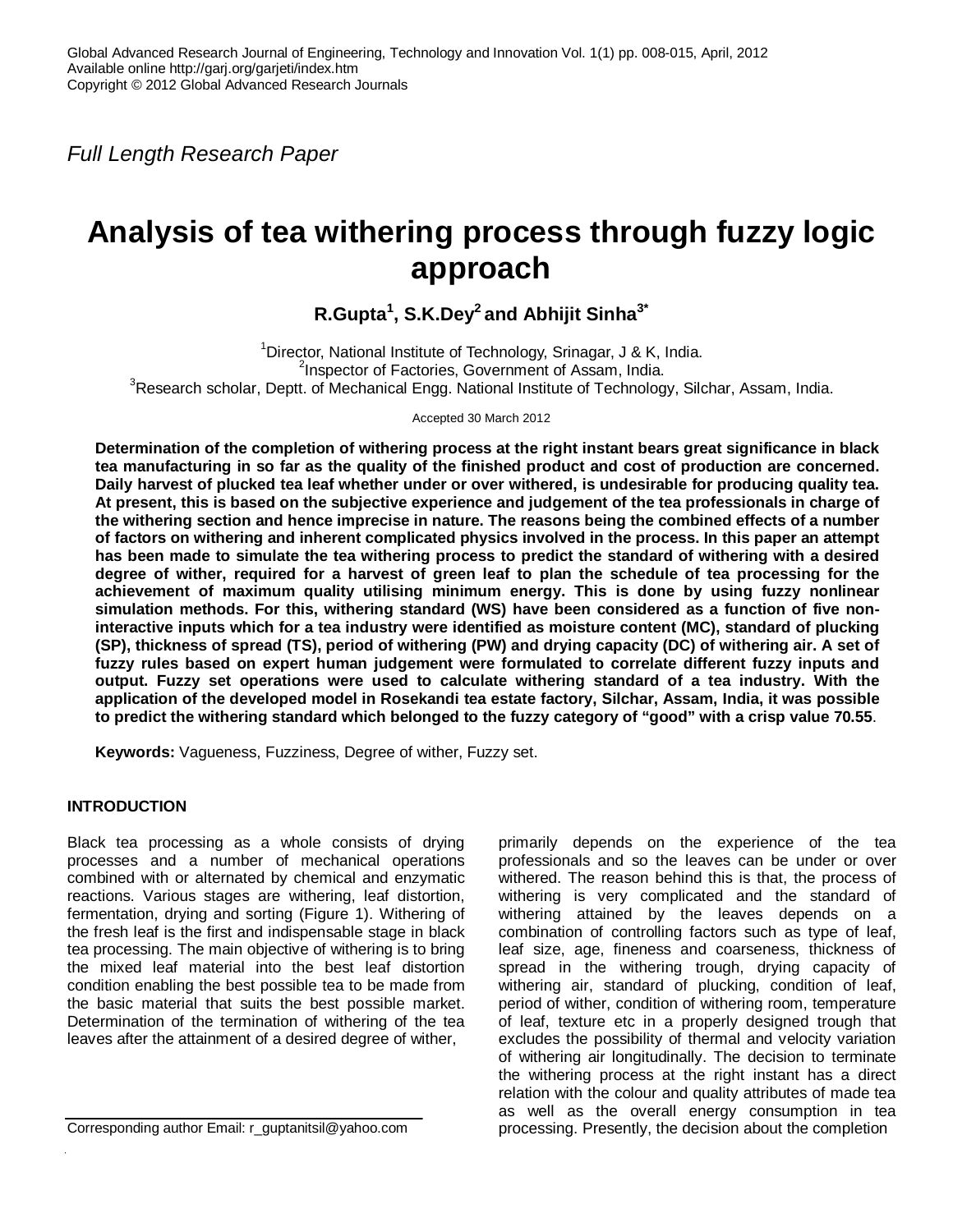*Full Length Research Paper*

# Analysis of tea withering process through fuzzy logic approach

**R.Gupta[1], S.K.Dey[2] and Abhijit Sinha[3*]**

[1]Director, National Institute of Technology, Srinagar, J & K, India.
[2]Inspector of Factories, Government of Assam, India.
[3]Research scholar, Deptt. of Mechanical Engg. National Institute of Technology, Silchar, Assam, India.

Accepted 30 March 2012

**Determination of the completion of withering process at the right instant bears great significance in black tea manufacturing in so far as the quality of the finished product and cost of production are concerned. Daily harvest of plucked tea leaf whether under or over withered, is undesirable for producing quality tea. At present, this is based on the subjective experience and judgement of the tea professionals in charge of the withering section and hence imprecise in nature. The reasons being the combined effects of a number of factors on withering and inherent complicated physics involved in the process. In this paper an attempt has been made to simulate the tea withering process to predict the standard of withering with a desired degree of wither, required for a harvest of green leaf to plan the schedule of tea processing for the achievement of maximum quality utilising minimum energy. This is done by using fuzzy nonlinear simulation methods. For this, withering standard (WS) have been considered as a function of five non-interactive inputs which for a tea industry were identified as moisture content (MC), standard of plucking (SP), thickness of spread (TS), period of withering (PW) and drying capacity (DC) of withering air. A set of fuzzy rules based on expert human judgement were formulated to correlate different fuzzy inputs and output. Fuzzy set operations were used to calculate withering standard of a tea industry. With the application of the developed model in Rosekandi tea estate factory, Silchar, Assam, India, it was possible to predict the withering standard which belonged to the fuzzy category of "good" with a crisp value 70.55**.

**Keywords:** Vagueness, Fuzziness, Degree of wither, Fuzzy set.

## INTRODUCTION

Black tea processing as a whole consists of drying processes and a number of mechanical operations combined with or alternated by chemical and enzymatic reactions. Various stages are withering, leaf distortion, fermentation, drying and sorting (Figure 1). Withering of the fresh leaf is the first and indispensable stage in black tea processing. The main objective of withering is to bring the mixed leaf material into the best leaf distortion condition enabling the best possible tea to be made from the basic material that suits the best possible market. Determination of the termination of withering of the tea leaves after the attainment of a desired degree of wither, primarily depends on the experience of the tea professionals and so the leaves can be under or over withered. The reason behind this is that, the process of withering is very complicated and the standard of withering attained by the leaves depends on a combination of controlling factors such as type of leaf, leaf size, age, fineness and coarseness, thickness of spread in the withering trough, drying capacity of withering air, standard of plucking, condition of leaf, period of wither, condition of withering room, temperature of leaf, texture etc in a properly designed trough that excludes the possibility of thermal and velocity variation of withering air longitudinally. The decision to terminate the withering process at the right instant has a direct relation with the colour and quality attributes of made tea as well as the overall energy consumption in tea processing. Presently, the decision about the completion

Corresponding author Email: r_guptanitsil@yahoo.com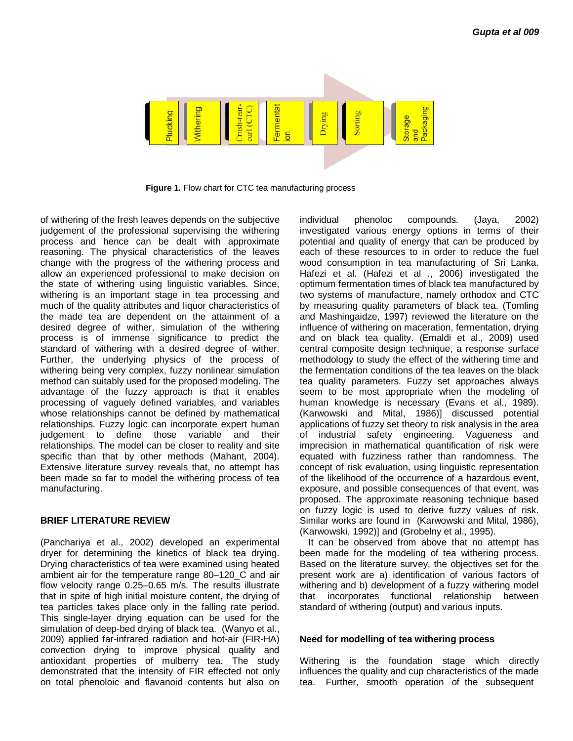Figure 1. Flow chart for CTC tea manufacturing process

of withering of the fresh leaves depends on the subjective judgement of the professional supervising the withering process and hence can be dealt with approximate reasoning. The physical characteristics of the leaves change with the progress of the withering process and allow an experienced professional to make decision on the state of withering using linguistic variables. Since, withering is an important stage in tea processing and much of the quality attributes and liquor characteristics of the made tea are dependent on the attainment of a desired degree of wither, simulation of the withering process is of immense significance to predict the standard of withering with a desired degree of wither. Further, the underlying physics of the process of withering being very complex, fuzzy nonlinear simulation method can suitably used for the proposed modeling. The advantage of the fuzzy approach is that it enables processing of vaguely defined variables, and variables whose relationships cannot be defined by mathematical relationships. Fuzzy logic can incorporate expert human judgement to define those variable and their relationships. The model can be closer to reality and site specific than that by other methods (Mahant, 2004). Extensive literature survey reveals that, no attempt has been made so far to model the withering process of tea manufacturing.

## BRIEF LITERATURE REVIEW

(Panchariya et al., 2002) developed an experimental dryer for determining the kinetics of black tea drying. Drying characteristics of tea were examined using heated ambient air for the temperature range 80–120_C and air flow velocity range 0.25–0.65 m/s. The results illustrate that in spite of high initial moisture content, the drying of tea particles takes place only in the falling rate period. This single-layer drying equation can be used for the simulation of deep-bed drying of black tea. (Wanyo et al., 2009) applied far-infrared radiation and hot-air (FIR-HA) convection drying to improve physical quality and antioxidant properties of mulberry tea. The study demonstrated that the intensity of FIR effected not only on total phenoloic and flavanoid contents but also on individual phenoloc compounds. (Jaya, 2002) investigated various energy options in terms of their potential and quality of energy that can be produced by each of these resources to in order to reduce the fuel wood consumption in tea manufacturing of Sri Lanka. Hafezi et al. (Hafezi et al ., 2006) investigated the optimum fermentation times of black tea manufactured by two systems of manufacture, namely orthodox and CTC by measuring quality parameters of black tea. (Tomling and Mashingaidze, 1997) reviewed the literature on the influence of withering on maceration, fermentation, drying and on black tea quality. (Emaldi et al., 2009) used central composite design technique, a response surface methodology to study the effect of the withering time and the fermentation conditions of the tea leaves on the black tea quality parameters. Fuzzy set approaches always seem to be most appropriate when the modeling of human knowledge is necessary (Evans et al., 1989). (Karwowski and Mital, 1986)] discussed potential applications of fuzzy set theory to risk analysis in the area of industrial safety engineering. Vagueness and imprecision in mathematical quantification of risk were equated with fuzziness rather than randomness. The concept of risk evaluation, using linguistic representation of the likelihood of the occurrence of a hazardous event, exposure, and possible consequences of that event, was proposed. The approximate reasoning technique based on fuzzy logic is used to derive fuzzy values of risk. Similar works are found in (Karwowski and Mital, 1986), (Karwowski, 1992)] and (Grobelny et al., 1995).

It can be observed from above that no attempt has been made for the modeling of tea withering process. Based on the literature survey, the objectives set for the present work are a) identification of various factors of withering and b) development of a fuzzy withering model that incorporates functional relationship between standard of withering (output) and various inputs.

### Need for modelling of tea withering process

Withering is the foundation stage which directly influences the quality and cup characteristics of the made tea. Further, smooth operation of the subsequent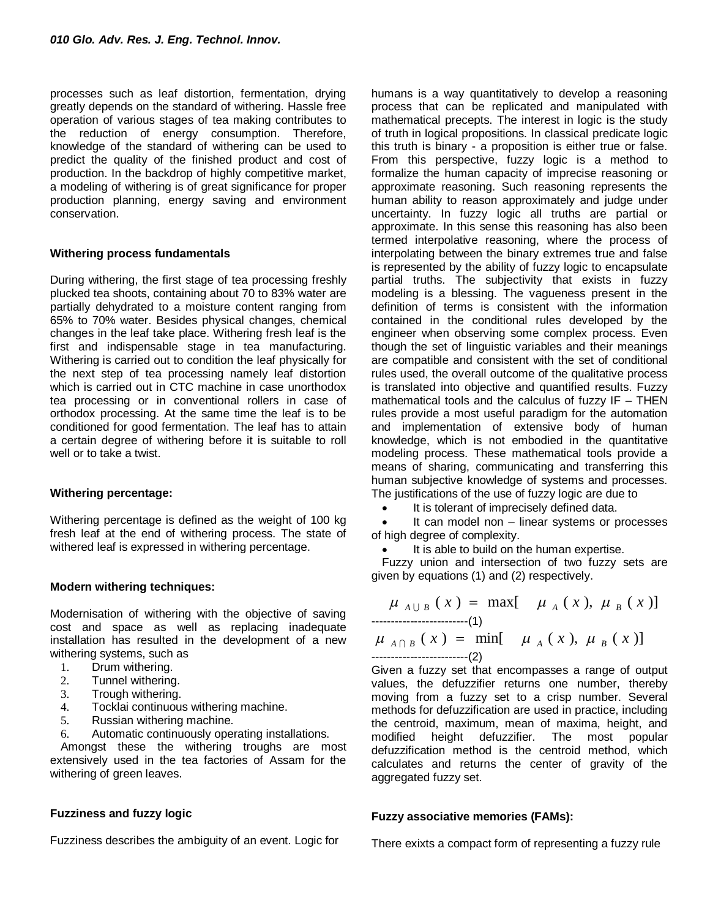processes such as leaf distortion, fermentation, drying greatly depends on the standard of withering. Hassle free operation of various stages of tea making contributes to the reduction of energy consumption. Therefore, knowledge of the standard of withering can be used to predict the quality of the finished product and cost of production. In the backdrop of highly competitive market, a modeling of withering is of great significance for proper production planning, energy saving and environment conservation.

#### Withering process fundamentals

During withering, the first stage of tea processing freshly plucked tea shoots, containing about 70 to 83% water are partially dehydrated to a moisture content ranging from 65% to 70% water. Besides physical changes, chemical changes in the leaf take place. Withering fresh leaf is the first and indispensable stage in tea manufacturing. Withering is carried out to condition the leaf physically for the next step of tea processing namely leaf distortion which is carried out in CTC machine in case unorthodox tea processing or in conventional rollers in case of orthodox processing. At the same time the leaf is to be conditioned for good fermentation. The leaf has to attain a certain degree of withering before it is suitable to roll well or to take a twist.

#### Withering percentage:

Withering percentage is defined as the weight of 100 kg fresh leaf at the end of withering process. The state of withered leaf is expressed in withering percentage.

#### Modern withering techniques:

Modernisation of withering with the objective of saving cost and space as well as replacing inadequate installation has resulted in the development of a new withering systems, such as

1. Drum withering.
2. Tunnel withering.
3. Trough withering.
4. Tocklai continuous withering machine.
5. Russian withering machine.
6. Automatic continuously operating installations.

Amongst these the withering troughs are most extensively used in the tea factories of Assam for the withering of green leaves.

#### Fuzziness and fuzzy logic

Fuzziness describes the ambiguity of an event. Logic for humans is a way quantitatively to develop a reasoning process that can be replicated and manipulated with mathematical precepts. The interest in logic is the study of truth in logical propositions. In classical predicate logic this truth is binary - a proposition is either true or false. From this perspective, fuzzy logic is a method to formalize the human capacity of imprecise reasoning or approximate reasoning. Such reasoning represents the human ability to reason approximately and judge under uncertainty. In fuzzy logic all truths are partial or approximate. In this sense this reasoning has also been termed interpolative reasoning, where the process of interpolating between the binary extremes true and false is represented by the ability of fuzzy logic to encapsulate partial truths. The subjectivity that exists in fuzzy modeling is a blessing. The vagueness present in the definition of terms is consistent with the information contained in the conditional rules developed by the engineer when observing some complex process. Even though the set of linguistic variables and their meanings are compatible and consistent with the set of conditional rules used, the overall outcome of the qualitative process is translated into objective and quantified results. Fuzzy mathematical tools and the calculus of fuzzy IF – THEN rules provide a most useful paradigm for the automation and implementation of extensive body of human knowledge, which is not embodied in the quantitative modeling process. These mathematical tools provide a means of sharing, communicating and transferring this human subjective knowledge of systems and processes. The justifications of the use of fuzzy logic are due to

- It is tolerant of imprecisely defined data.
- It can model non – linear systems or processes of high degree of complexity.
- It is able to build on the human expertise.

Fuzzy union and intersection of two fuzzy sets are given by equations (1) and (2) respectively.

$$\mu_{A \cup B}(x) = \max[\mu_A(x), \mu_B(x)] \quad \text{-------------------------(1)}$$

$$\mu_{A \cap B}(x) = \min[\mu_A(x), \mu_B(x)] \quad \text{-------------------------(2)}$$

Given a fuzzy set that encompasses a range of output values, the defuzzifier returns one number, thereby moving from a fuzzy set to a crisp number. Several methods for defuzzification are used in practice, including the centroid, maximum, mean of maxima, height, and modified height defuzzifier. The most popular defuzzification method is the centroid method, which calculates and returns the center of gravity of the aggregated fuzzy set.

#### Fuzzy associative memories (FAMs):

There exixts a compact form of representing a fuzzy rule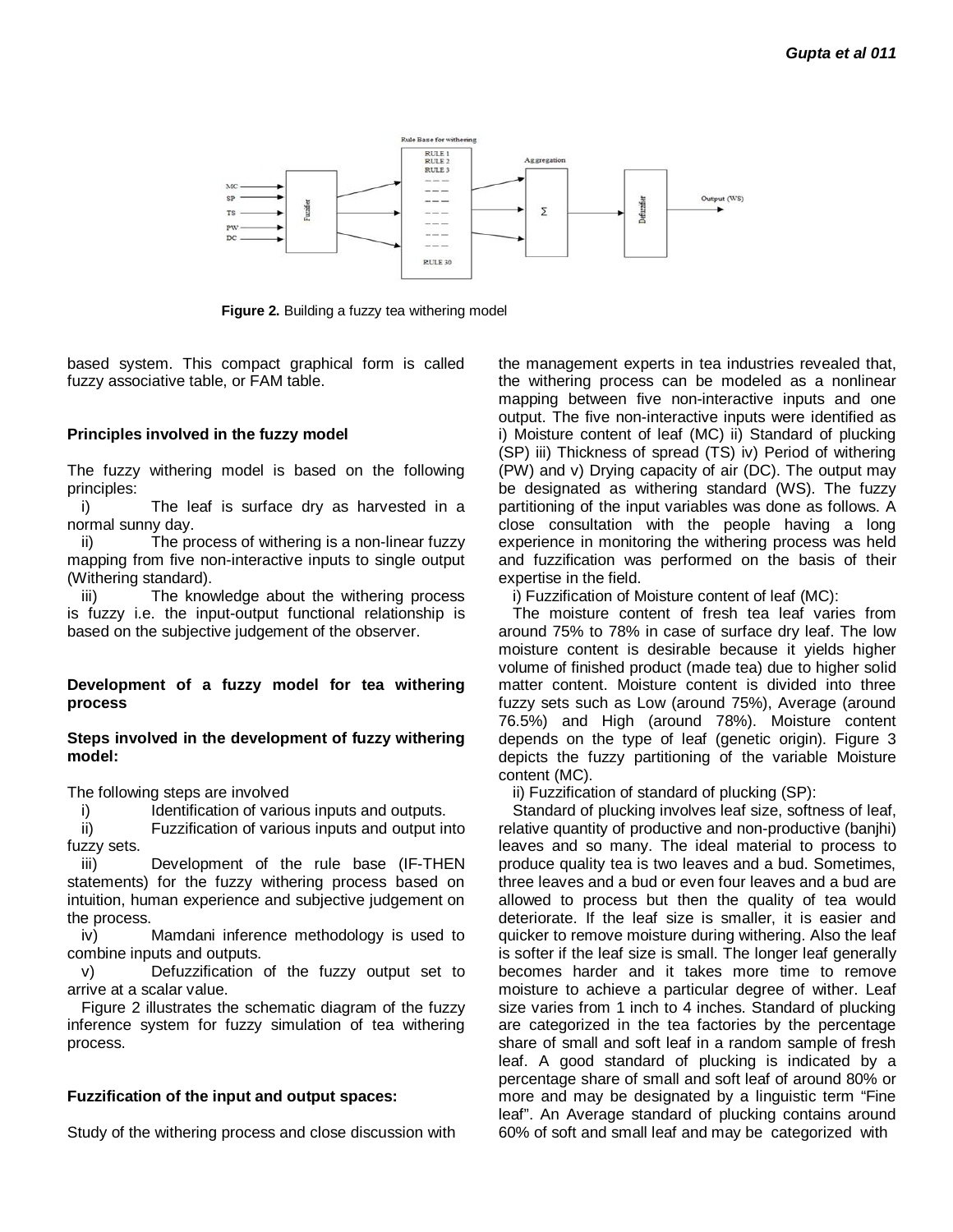Figure 2. Building a fuzzy tea withering model

based system. This compact graphical form is called fuzzy associative table, or FAM table.

### Principles involved in the fuzzy model

The fuzzy withering model is based on the following principles:

i) The leaf is surface dry as harvested in a normal sunny day.

ii) The process of withering is a non-linear fuzzy mapping from five non-interactive inputs to single output (Withering standard).

iii) The knowledge about the withering process is fuzzy i.e. the input-output functional relationship is based on the subjective judgement of the observer.

### Development of a fuzzy model for tea withering process

#### Steps involved in the development of fuzzy withering model:

The following steps are involved

i) Identification of various inputs and outputs.

ii) Fuzzification of various inputs and output into fuzzy sets.

iii) Development of the rule base (IF-THEN statements) for the fuzzy withering process based on intuition, human experience and subjective judgement on the process.

iv) Mamdani inference methodology is used to combine inputs and outputs.

v) Defuzzification of the fuzzy output set to arrive at a scalar value.

Figure 2 illustrates the schematic diagram of the fuzzy inference system for fuzzy simulation of tea withering process.

### Fuzzification of the input and output spaces:

Study of the withering process and close discussion with the management experts in tea industries revealed that, the withering process can be modeled as a nonlinear mapping between five non-interactive inputs and one output. The five non-interactive inputs were identified as i) Moisture content of leaf (MC) ii) Standard of plucking (SP) iii) Thickness of spread (TS) iv) Period of withering (PW) and v) Drying capacity of air (DC). The output may be designated as withering standard (WS). The fuzzy partitioning of the input variables was done as follows. A close consultation with the people having a long experience in monitoring the withering process was held and fuzzification was performed on the basis of their expertise in the field.

i) Fuzzification of Moisture content of leaf (MC):

The moisture content of fresh tea leaf varies from around 75% to 78% in case of surface dry leaf. The low moisture content is desirable because it yields higher volume of finished product (made tea) due to higher solid matter content. Moisture content is divided into three fuzzy sets such as Low (around 75%), Average (around 76.5%) and High (around 78%). Moisture content depends on the type of leaf (genetic origin). Figure 3 depicts the fuzzy partitioning of the variable Moisture content (MC).

ii) Fuzzification of standard of plucking (SP):

Standard of plucking involves leaf size, softness of leaf, relative quantity of productive and non-productive (banjhi) leaves and so many. The ideal material to process to produce quality tea is two leaves and a bud. Sometimes, three leaves and a bud or even four leaves and a bud are allowed to process but then the quality of tea would deteriorate. If the leaf size is smaller, it is easier and quicker to remove moisture during withering. Also the leaf is softer if the leaf size is small. The longer leaf generally becomes harder and it takes more time to remove moisture to achieve a particular degree of wither. Leaf size varies from 1 inch to 4 inches. Standard of plucking are categorized in the tea factories by the percentage share of small and soft leaf in a random sample of fresh leaf. A good standard of plucking is indicated by a percentage share of small and soft leaf of around 80% or more and may be designated by a linguistic term "Fine leaf". An Average standard of plucking contains around 60% of soft and small leaf and may be categorized with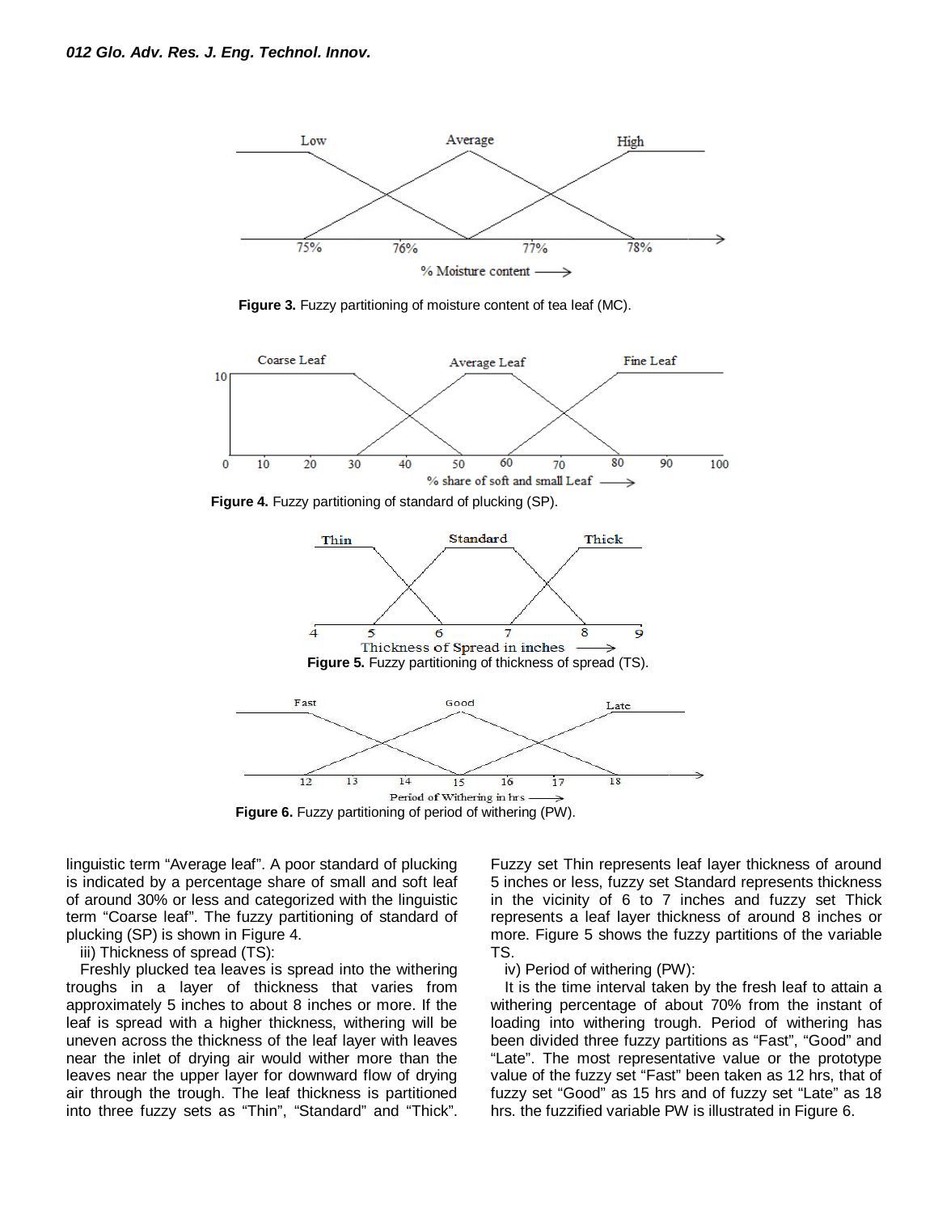Figure 3. Fuzzy partitioning of moisture content of tea leaf (MC).

Figure 4. Fuzzy partitioning of standard of plucking (SP).

Figure 5. Fuzzy partitioning of thickness of spread (TS).

Figure 6. Fuzzy partitioning of period of withering (PW).

linguistic term "Average leaf". A poor standard of plucking is indicated by a percentage share of small and soft leaf of around 30% or less and categorized with the linguistic term "Coarse leaf". The fuzzy partitioning of standard of plucking (SP) is shown in Figure 4.

iii) Thickness of spread (TS):

Freshly plucked tea leaves is spread into the withering troughs in a layer of thickness that varies from approximately 5 inches to about 8 inches or more. If the leaf is spread with a higher thickness, withering will be uneven across the thickness of the leaf layer with leaves near the inlet of drying air would wither more than the leaves near the upper layer for downward flow of drying air through the trough. The leaf thickness is partitioned into three fuzzy sets as "Thin", "Standard" and "Thick". Fuzzy set Thin represents leaf layer thickness of around 5 inches or less, fuzzy set Standard represents thickness in the vicinity of 6 to 7 inches and fuzzy set Thick represents a leaf layer thickness of around 8 inches or more. Figure 5 shows the fuzzy partitions of the variable TS.

iv) Period of withering (PW):

It is the time interval taken by the fresh leaf to attain a withering percentage of about 70% from the instant of loading into withering trough. Period of withering has been divided three fuzzy partitions as "Fast", "Good" and "Late". The most representative value or the prototype value of the fuzzy set "Fast" been taken as 12 hrs, that of fuzzy set "Good" as 15 hrs and of fuzzy set "Late" as 18 hrs. the fuzzified variable PW is illustrated in Figure 6.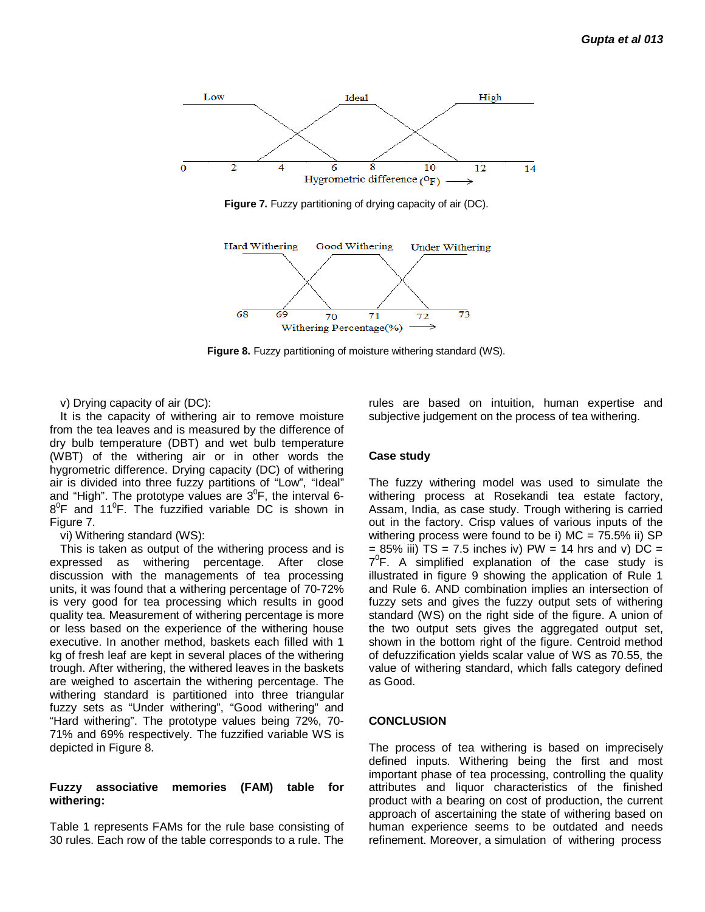**Figure 7.** Fuzzy partitioning of drying capacity of air (DC).

**Figure 8.** Fuzzy partitioning of moisture withering standard (WS).

v) Drying capacity of air (DC):

It is the capacity of withering air to remove moisture from the tea leaves and is measured by the difference of dry bulb temperature (DBT) and wet bulb temperature (WBT) of the withering air or in other words the hygrometric difference. Drying capacity (DC) of withering air is divided into three fuzzy partitions of "Low", "Ideal" and "High". The prototype values are $3^0$F, the interval 6-$8^0$F and $11^0$F. The fuzzified variable DC is shown in Figure 7.

vi) Withering standard (WS):

This is taken as output of the withering process and is expressed as withering percentage. After close discussion with the managements of tea processing units, it was found that a withering percentage of 70-72% is very good for tea processing which results in good quality tea. Measurement of withering percentage is more or less based on the experience of the withering house executive. In another method, baskets each filled with 1 kg of fresh leaf are kept in several places of the withering trough. After withering, the withered leaves in the baskets are weighed to ascertain the withering percentage. The withering standard is partitioned into three triangular fuzzy sets as "Under withering", "Good withering" and "Hard withering". The prototype values being 72%, 70-71% and 69% respectively. The fuzzified variable WS is depicted in Figure 8.

**Fuzzy associative memories (FAM) table for withering:**

Table 1 represents FAMs for the rule base consisting of 30 rules. Each row of the table corresponds to a rule. The rules are based on intuition, human expertise and subjective judgement on the process of tea withering.

**Case study**

The fuzzy withering model was used to simulate the withering process at Rosekandi tea estate factory, Assam, India, as case study. Trough withering is carried out in the factory. Crisp values of various inputs of the withering process were found to be i) MC = 75.5% ii) SP = 85% iii) TS = 7.5 inches iv) PW = 14 hrs and v) DC = $7^0$F. A simplified explanation of the case study is illustrated in figure 9 showing the application of Rule 1 and Rule 6. AND combination implies an intersection of fuzzy sets and gives the fuzzy output sets of withering standard (WS) on the right side of the figure. A union of the two output sets gives the aggregated output set, shown in the bottom right of the figure. Centroid method of defuzzification yields scalar value of WS as 70.55, the value of withering standard, which falls category defined as Good.

**CONCLUSION**

The process of tea withering is based on imprecisely defined inputs. Withering being the first and most important phase of tea processing, controlling the quality attributes and liquor characteristics of the finished product with a bearing on cost of production, the current approach of ascertaining the state of withering based on human experience seems to be outdated and needs refinement. Moreover, a simulation of withering process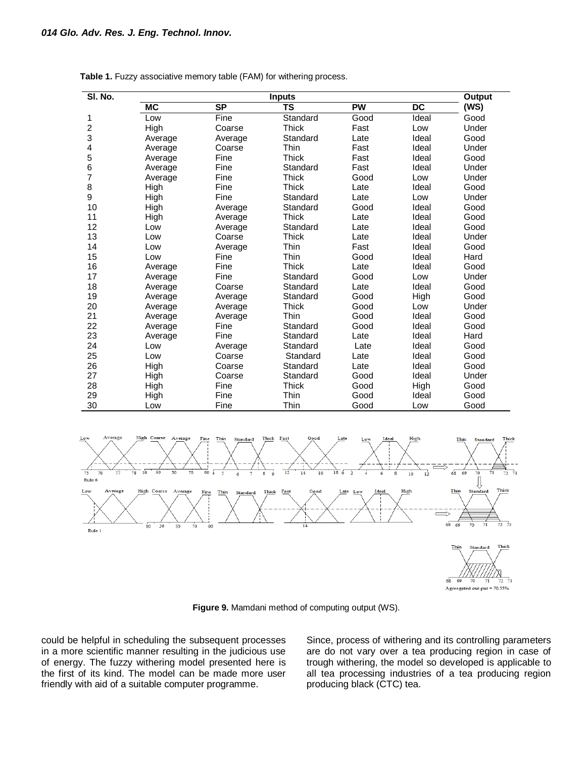**Table 1.** Fuzzy associative memory table (FAM) for withering process.

| Sl. No. | Inputs | | | | | Output |
|---|---|---|---|---|---|---|
| | MC | SP | TS | PW | DC | (WS) |
| 1 | Low | Fine | Standard | Good | Ideal | Good |
| 2 | High | Coarse | Thick | Fast | Low | Under |
| 3 | Average | Average | Standard | Late | Ideal | Good |
| 4 | Average | Coarse | Thin | Fast | Ideal | Under |
| 5 | Average | Fine | Thick | Fast | Ideal | Good |
| 6 | Average | Fine | Standard | Fast | Ideal | Under |
| 7 | Average | Fine | Thick | Good | Low | Under |
| 8 | High | Fine | Thick | Late | Ideal | Good |
| 9 | High | Fine | Standard | Late | Low | Under |
| 10 | High | Average | Standard | Good | Ideal | Good |
| 11 | High | Average | Thick | Late | Ideal | Good |
| 12 | Low | Average | Standard | Late | Ideal | Good |
| 13 | Low | Coarse | Thick | Late | Ideal | Under |
| 14 | Low | Average | Thin | Fast | Ideal | Good |
| 15 | Low | Fine | Thin | Good | Ideal | Hard |
| 16 | Average | Fine | Thick | Late | Ideal | Good |
| 17 | Average | Fine | Standard | Good | Low | Under |
| 18 | Average | Coarse | Standard | Late | Ideal | Good |
| 19 | Average | Average | Standard | Good | High | Good |
| 20 | Average | Average | Thick | Good | Low | Under |
| 21 | Average | Average | Thin | Good | Ideal | Good |
| 22 | Average | Fine | Standard | Good | Ideal | Good |
| 23 | Average | Fine | Standard | Late | Ideal | Hard |
| 24 | Low | Average | Standard | Late | Ideal | Good |
| 25 | Low | Coarse | Standard | Late | Ideal | Good |
| 26 | High | Coarse | Standard | Late | Ideal | Good |
| 27 | High | Coarse | Standard | Good | Ideal | Under |
| 28 | High | Fine | Thick | Good | High | Good |
| 29 | High | Fine | Thin | Good | Ideal | Good |
| 30 | Low | Fine | Thin | Good | Low | Good |

**Figure 9.** Mamdani method of computing output (WS).

could be helpful in scheduling the subsequent processes in a more scientific manner resulting in the judicious use of energy. The fuzzy withering model presented here is the first of its kind. The model can be made more user friendly with aid of a suitable computer programme.

Since, process of withering and its controlling parameters are do not vary over a tea producing region in case of trough withering, the model so developed is applicable to all tea processing industries of a tea producing region producing black (CTC) tea.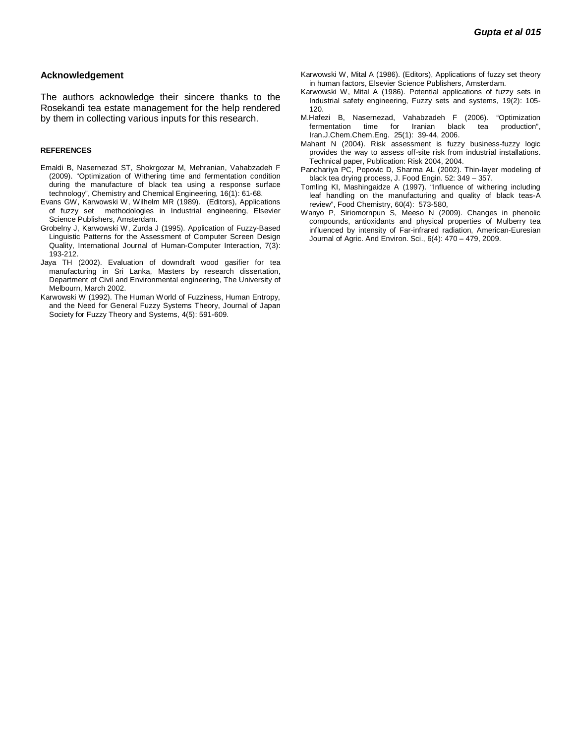## Acknowledgement

The authors acknowledge their sincere thanks to the Rosekandi tea estate management for the help rendered by them in collecting various inputs for this research.

#### REFERENCES

Emaldi B, Nasernezad ST, Shokrgozar M, Mehranian, Vahabzadeh F (2009). "Optimization of Withering time and fermentation condition during the manufacture of black tea using a response surface technology", Chemistry and Chemical Engineering, 16(1): 61-68.

Evans GW, Karwowski W, Wilhelm MR (1989). (Editors), Applications of fuzzy set methodologies in Industrial engineering, Elsevier Science Publishers, Amsterdam.

Grobelny J, Karwowski W, Zurda J (1995). Application of Fuzzy-Based Linguistic Patterns for the Assessment of Computer Screen Design Quality, International Journal of Human-Computer Interaction, 7(3): 193-212.

Jaya TH (2002). Evaluation of downdraft wood gasifier for tea manufacturing in Sri Lanka, Masters by research dissertation, Department of Civil and Environmental engineering, The University of Melbourn, March 2002.

Karwowski W (1992). The Human World of Fuzziness, Human Entropy, and the Need for General Fuzzy Systems Theory, Journal of Japan Society for Fuzzy Theory and Systems, 4(5): 591-609.

Karwowski W, Mital A (1986). (Editors), Applications of fuzzy set theory in human factors, Elsevier Science Publishers, Amsterdam.

Karwowski W, Mital A (1986). Potential applications of fuzzy sets in Industrial safety engineering, Fuzzy sets and systems, 19(2): 105-120.

M.Hafezi B, Nasernezad, Vahabzadeh F (2006). "Optimization fermentation time for Iranian black tea production", Iran.J.Chem.Chem.Eng. 25(1): 39-44, 2006.

Mahant N (2004). Risk assessment is fuzzy business-fuzzy logic provides the way to assess off-site risk from industrial installations. Technical paper, Publication: Risk 2004, 2004.

Panchariya PC, Popovic D, Sharma AL (2002). Thin-layer modeling of black tea drying process, J. Food Engin. 52: 349 – 357.

Tomling KI, Mashingaidze A (1997). "Influence of withering including leaf handling on the manufacturing and quality of black teas-A review", Food Chemistry, 60(4): 573-580,

Wanyo P, Siriomornpun S, Meeso N (2009). Changes in phenolic compounds, antioxidants and physical properties of Mulberry tea influenced by intensity of Far-infrared radiation, American-Euresian Journal of Agric. And Environ. Sci., 6(4): 470 – 479, 2009.